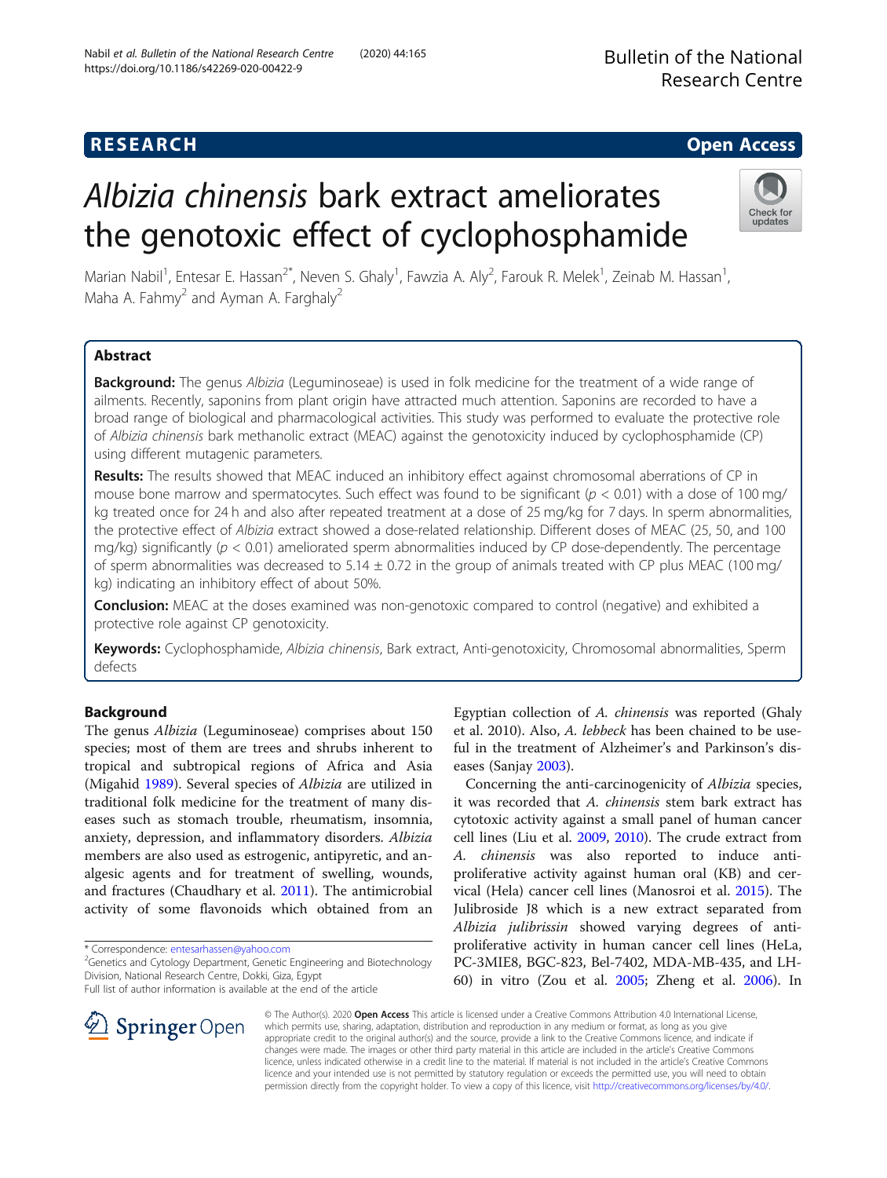**RESEARCH** **Open Access**

# *Albizia chinensis* bark extract ameliorates the genotoxic effect of cyclophosphamide

Marian Nabil[1], Entesar E. Hassan[2*], Neven S. Ghaly[1], Fawzia A. Aly[2], Farouk R. Melek[1], Zeinab M. Hassan[1], Maha A. Fahmy[2] and Ayman A. Farghaly[2]

## Abstract

**Background:** The genus *Albizia* (Leguminoseae) is used in folk medicine for the treatment of a wide range of ailments. Recently, saponins from plant origin have attracted much attention. Saponins are recorded to have a broad range of biological and pharmacological activities. This study was performed to evaluate the protective role of *Albizia chinensis* bark methanolic extract (MEAC) against the genotoxicity induced by cyclophosphamide (CP) using different mutagenic parameters.

**Results:** The results showed that MEAC induced an inhibitory effect against chromosomal aberrations of CP in mouse bone marrow and spermatocytes. Such effect was found to be significant ($p < 0.01$) with a dose of 100 mg/kg treated once for 24 h and also after repeated treatment at a dose of 25 mg/kg for 7 days. In sperm abnormalities, the protective effect of *Albizia* extract showed a dose-related relationship. Different doses of MEAC (25, 50, and 100 mg/kg) significantly ($p < 0.01$) ameliorated sperm abnormalities induced by CP dose-dependently. The percentage of sperm abnormalities was decreased to 5.14 ± 0.72 in the group of animals treated with CP plus MEAC (100 mg/kg) indicating an inhibitory effect of about 50%.

**Conclusion:** MEAC at the doses examined was non-genotoxic compared to control (negative) and exhibited a protective role against CP genotoxicity.

**Keywords:** Cyclophosphamide, *Albizia chinensis*, Bark extract, Anti-genotoxicity, Chromosomal abnormalities, Sperm defects

## Background

The genus *Albizia* (Leguminoseae) comprises about 150 species; most of them are trees and shrubs inherent to tropical and subtropical regions of Africa and Asia (Migahid 1989). Several species of *Albizia* are utilized in traditional folk medicine for the treatment of many diseases such as stomach trouble, rheumatism, insomnia, anxiety, depression, and inflammatory disorders. *Albizia* members are also used as estrogenic, antipyretic, and analgesic agents and for treatment of swelling, wounds, and fractures (Chaudhary et al. 2011). The antimicrobial activity of some flavonoids which obtained from an Egyptian collection of *A. chinensis* was reported (Ghaly et al. 2010). Also, *A. lebbeck* has been chained to be useful in the treatment of Alzheimer's and Parkinson's diseases (Sanjay 2003).

Concerning the anti-carcinogenicity of *Albizia* species, it was recorded that *A. chinensis* stem bark extract has cytotoxic activity against a small panel of human cancer cell lines (Liu et al. 2009, 2010). The crude extract from *A. chinensis* was also reported to induce anti-proliferative activity against human oral (KB) and cervical (Hela) cancer cell lines (Manosroi et al. 2015). The Julibroside J8 which is a new extract separated from *Albizia julibrissin* showed varying degrees of anti-proliferative activity in human cancer cell lines (HeLa, PC-3MIE8, BGC-823, Bel-7402, MDA-MB-435, and LH-60) in vitro (Zou et al. 2005; Zheng et al. 2006). In

\* Correspondence: entesarhassen@yahoo.com
[2]Genetics and Cytology Department, Genetic Engineering and Biotechnology Division, National Research Centre, Dokki, Giza, Egypt
Full list of author information is available at the end of the article

© The Author(s). 2020 **Open Access** This article is licensed under a Creative Commons Attribution 4.0 International License, which permits use, sharing, adaptation, distribution and reproduction in any medium or format, as long as you give appropriate credit to the original author(s) and the source, provide a link to the Creative Commons licence, and indicate if changes were made. The images or other third party material in this article are included in the article's Creative Commons licence, unless indicated otherwise in a credit line to the material. If material is not included in the article's Creative Commons licence and your intended use is not permitted by statutory regulation or exceeds the permitted use, you will need to obtain permission directly from the copyright holder. To view a copy of this licence, visit http://creativecommons.org/licenses/by/4.0/.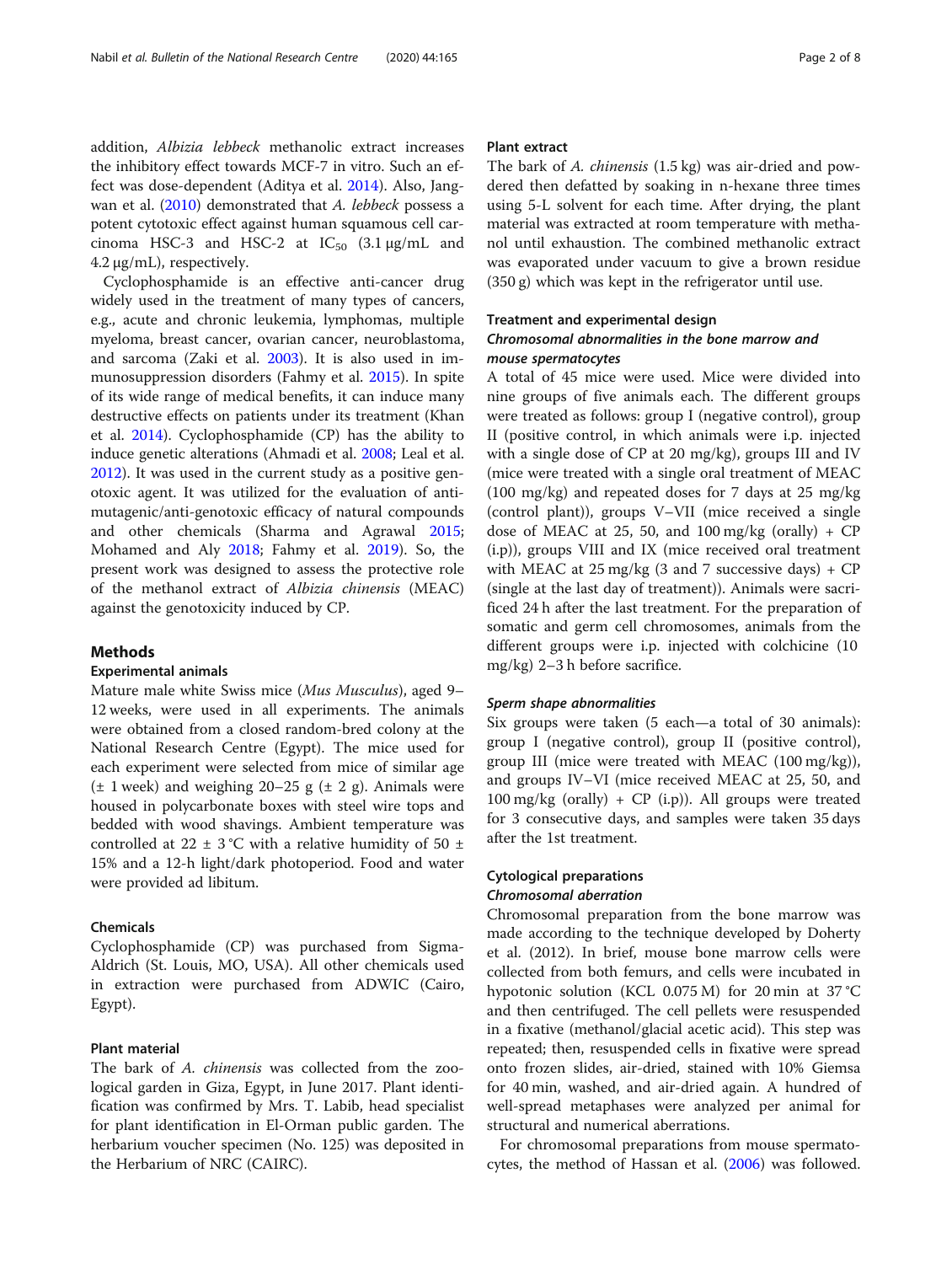addition, *Albizia lebbeck* methanolic extract increases the inhibitory effect towards MCF-7 in vitro. Such an effect was dose-dependent (Aditya et al. 2014). Also, Jangwan et al. (2010) demonstrated that *A. lebbeck* possess a potent cytotoxic effect against human squamous cell carcinoma HSC-3 and HSC-2 at $IC_{50}$ (3.1 μg/mL and 4.2 μg/mL), respectively.

Cyclophosphamide is an effective anti-cancer drug widely used in the treatment of many types of cancers, e.g., acute and chronic leukemia, lymphomas, multiple myeloma, breast cancer, ovarian cancer, neuroblastoma, and sarcoma (Zaki et al. 2003). It is also used in immunosuppression disorders (Fahmy et al. 2015). In spite of its wide range of medical benefits, it can induce many destructive effects on patients under its treatment (Khan et al. 2014). Cyclophosphamide (CP) has the ability to induce genetic alterations (Ahmadi et al. 2008; Leal et al. 2012). It was used in the current study as a positive genotoxic agent. It was utilized for the evaluation of antimutagenic/anti-genotoxic efficacy of natural compounds and other chemicals (Sharma and Agrawal 2015; Mohamed and Aly 2018; Fahmy et al. 2019). So, the present work was designed to assess the protective role of the methanol extract of *Albizia chinensis* (MEAC) against the genotoxicity induced by CP.

## Methods

### Experimental animals

Mature male white Swiss mice (*Mus Musculus*), aged 9–12 weeks, were used in all experiments. The animals were obtained from a closed random-bred colony at the National Research Centre (Egypt). The mice used for each experiment were selected from mice of similar age (± 1 week) and weighing 20–25 g (± 2 g). Animals were housed in polycarbonate boxes with steel wire tops and bedded with wood shavings. Ambient temperature was controlled at 22 ± 3 °C with a relative humidity of 50 ± 15% and a 12-h light/dark photoperiod. Food and water were provided ad libitum.

### Chemicals

Cyclophosphamide (CP) was purchased from Sigma-Aldrich (St. Louis, MO, USA). All other chemicals used in extraction were purchased from ADWIC (Cairo, Egypt).

### Plant material

The bark of *A. chinensis* was collected from the zoological garden in Giza, Egypt, in June 2017. Plant identification was confirmed by Mrs. T. Labib, head specialist for plant identification in El-Orman public garden. The herbarium voucher specimen (No. 125) was deposited in the Herbarium of NRC (CAIRC).

### Plant extract

The bark of *A. chinensis* (1.5 kg) was air-dried and powdered then defatted by soaking in n-hexane three times using 5-L solvent for each time. After drying, the plant material was extracted at room temperature with methanol until exhaustion. The combined methanolic extract was evaporated under vacuum to give a brown residue (350 g) which was kept in the refrigerator until use.

### Treatment and experimental design

#### *Chromosomal abnormalities in the bone marrow and mouse spermatocytes*

A total of 45 mice were used. Mice were divided into nine groups of five animals each. The different groups were treated as follows: group I (negative control), group II (positive control, in which animals were i.p. injected with a single dose of CP at 20 mg/kg), groups III and IV (mice were treated with a single oral treatment of MEAC (100 mg/kg) and repeated doses for 7 days at 25 mg/kg (control plant)), groups V–VII (mice received a single dose of MEAC at 25, 50, and 100 mg/kg (orally) + CP (i.p)), groups VIII and IX (mice received oral treatment with MEAC at 25 mg/kg (3 and 7 successive days) + CP (single at the last day of treatment)). Animals were sacrificed 24 h after the last treatment. For the preparation of somatic and germ cell chromosomes, animals from the different groups were i.p. injected with colchicine (10 mg/kg) 2–3 h before sacrifice.

#### *Sperm shape abnormalities*

Six groups were taken (5 each—a total of 30 animals): group I (negative control), group II (positive control), group III (mice were treated with MEAC (100 mg/kg)), and groups IV–VI (mice received MEAC at 25, 50, and 100 mg/kg (orally) + CP (i.p)). All groups were treated for 3 consecutive days, and samples were taken 35 days after the 1st treatment.

### Cytological preparations

#### *Chromosomal aberration*

Chromosomal preparation from the bone marrow was made according to the technique developed by Doherty et al. (2012). In brief, mouse bone marrow cells were collected from both femurs, and cells were incubated in hypotonic solution (KCL 0.075 M) for 20 min at 37 °C and then centrifuged. The cell pellets were resuspended in a fixative (methanol/glacial acetic acid). This step was repeated; then, resuspended cells in fixative were spread onto frozen slides, air-dried, stained with 10% Giemsa for 40 min, washed, and air-dried again. A hundred of well-spread metaphases were analyzed per animal for structural and numerical aberrations.

For chromosomal preparations from mouse spermatocytes, the method of Hassan et al. (2006) was followed.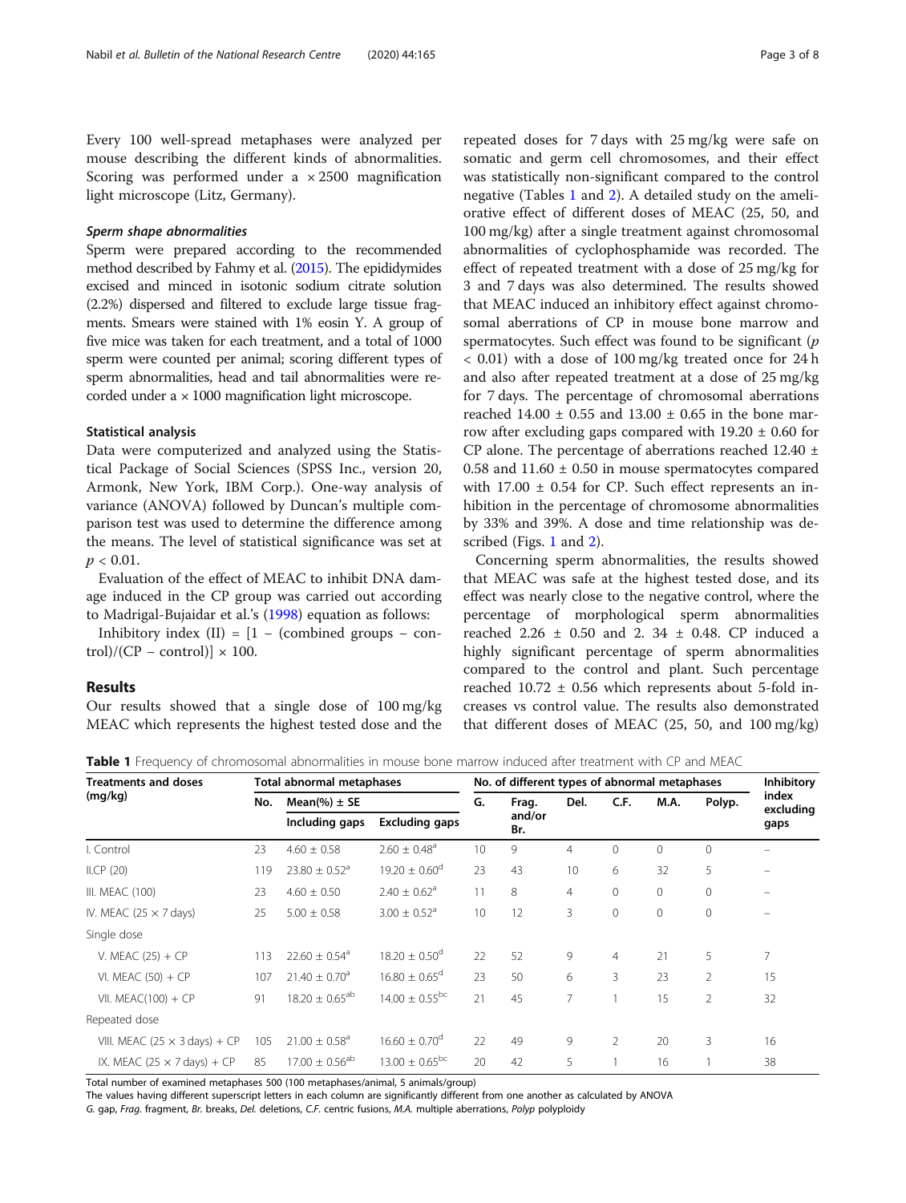Every 100 well-spread metaphases were analyzed per mouse describing the different kinds of abnormalities. Scoring was performed under a × 2500 magnification light microscope (Litz, Germany).

#### *Sperm shape abnormalities*

Sperm were prepared according to the recommended method described by Fahmy et al. (2015). The epididymides excised and minced in isotonic sodium citrate solution (2.2%) dispersed and filtered to exclude large tissue fragments. Smears were stained with 1% eosin Y. A group of five mice was taken for each treatment, and a total of 1000 sperm were counted per animal; scoring different types of sperm abnormalities, head and tail abnormalities were recorded under a × 1000 magnification light microscope.

### Statistical analysis

Data were computerized and analyzed using the Statistical Package of Social Sciences (SPSS Inc., version 20, Armonk, New York, IBM Corp.). One-way analysis of variance (ANOVA) followed by Duncan's multiple comparison test was used to determine the difference among the means. The level of statistical significance was set at $p < 0.01$.

Evaluation of the effect of MEAC to inhibit DNA damage induced in the CP group was carried out according to Madrigal-Bujaidar et al.'s (1998) equation as follows:

Inhibitory index (II) = [1 − (combined groups − control)/(CP − control)] × 100.

## Results

Our results showed that a single dose of 100 mg/kg MEAC which represents the highest tested dose and the repeated doses for 7 days with 25 mg/kg were safe on somatic and germ cell chromosomes, and their effect was statistically non-significant compared to the control negative (Tables 1 and 2). A detailed study on the ameliorative effect of different doses of MEAC (25, 50, and 100 mg/kg) after a single treatment against chromosomal abnormalities of cyclophosphamide was recorded. The effect of repeated treatment with a dose of 25 mg/kg for 3 and 7 days was also determined. The results showed that MEAC induced an inhibitory effect against chromosomal aberrations of CP in mouse bone marrow and spermatocytes. Such effect was found to be significant ($p < 0.01$) with a dose of 100 mg/kg treated once for 24 h and also after repeated treatment at a dose of 25 mg/kg for 7 days. The percentage of chromosomal aberrations reached 14.00 ± 0.55 and 13.00 ± 0.65 in the bone marrow after excluding gaps compared with 19.20 ± 0.60 for CP alone. The percentage of aberrations reached 12.40 ± 0.58 and 11.60 ± 0.50 in mouse spermatocytes compared with 17.00 ± 0.54 for CP. Such effect represents an inhibition in the percentage of chromosome abnormalities by 33% and 39%. A dose and time relationship was described (Figs. 1 and 2).

Concerning sperm abnormalities, the results showed that MEAC was safe at the highest tested dose, and its effect was nearly close to the negative control, where the percentage of morphological sperm abnormalities reached 2.26 ± 0.50 and 2. 34 ± 0.48. CP induced a highly significant percentage of sperm abnormalities compared to the control and plant. Such percentage reached 10.72 ± 0.56 which represents about 5-fold increases vs control value. The results also demonstrated that different doses of MEAC (25, 50, and 100 mg/kg)

**Table 1** Frequency of chromosomal abnormalities in mouse bone marrow induced after treatment with CP and MEAC

| Treatments and doses (mg/kg) | Total abnormal metaphases | | | No. of different types of abnormal metaphases | | | | | | Inhibitory index excluding gaps |
|---|---|---|---|---|---|---|---|---|---|---|
| | No. | Mean(%) ± SE | | G. | Frag. and/or Br. | Del. | C.F. | M.A. | Polyp. | |
| | | Including gaps | Excluding gaps | | | | | | | |
| I. Control | 23 | 4.60 ± 0.58 | 2.60 ± 0.48[a] | 10 | 9 | 4 | 0 | 0 | 0 | – |
| II.CP (20) | 119 | 23.80 ± 0.52[a] | 19.20 ± 0.60[d] | 23 | 43 | 10 | 6 | 32 | 5 | – |
| III. MEAC (100) | 23 | 4.60 ± 0.50 | 2.40 ± 0.62[a] | 11 | 8 | 4 | 0 | 0 | 0 | – |
| IV. MEAC (25 × 7 days) | 25 | 5.00 ± 0.58 | 3.00 ± 0.52[a] | 10 | 12 | 3 | 0 | 0 | 0 | – |
| Single dose | | | | | | | | | | |
| V. MEAC (25) + CP | 113 | 22.60 ± 0.54[a] | 18.20 ± 0.50[d] | 22 | 52 | 9 | 4 | 21 | 5 | 7 |
| VI. MEAC (50) + CP | 107 | 21.40 ± 0.70[a] | 16.80 ± 0.65[d] | 23 | 50 | 6 | 3 | 23 | 2 | 15 |
| VII. MEAC(100) + CP | 91 | 18.20 ± 0.65[ab] | 14.00 ± 0.55[bc] | 21 | 45 | 7 | 1 | 15 | 2 | 32 |
| Repeated dose | | | | | | | | | | |
| VIII. MEAC (25 × 3 days) + CP | 105 | 21.00 ± 0.58[a] | 16.60 ± 0.70[d] | 22 | 49 | 9 | 2 | 20 | 3 | 16 |
| IX. MEAC (25 × 7 days) + CP | 85 | 17.00 ± 0.56[ab] | 13.00 ± 0.65[bc] | 20 | 42 | 5 | 1 | 16 | 1 | 38 |

Total number of examined metaphases 500 (100 metaphases/animal, 5 animals/group)

The values having different superscript letters in each column are significantly different from one another as calculated by ANOVA

*G.* gap, *Frag.* fragment, *Br.* breaks, *Del.* deletions, *C.F.* centric fusions, *M.A.* multiple aberrations, *Polyp* polyploidy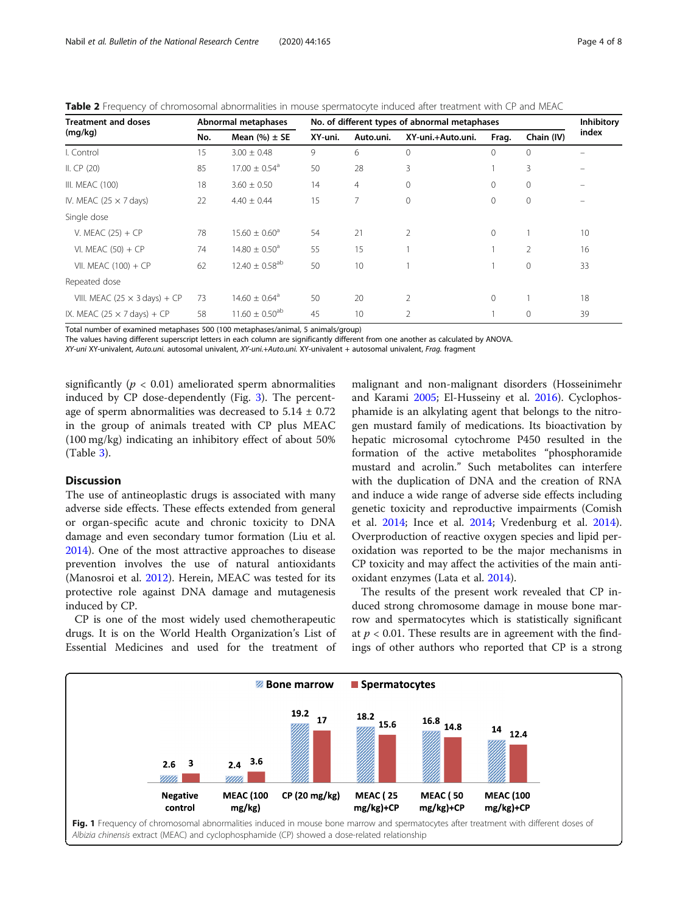**Table 2** Frequency of chromosomal abnormalities in mouse spermatocyte induced after treatment with CP and MEAC

| Treatment and doses (mg/kg) | Abnormal metaphases | | No. of different types of abnormal metaphases | | | | | Inhibitory index |
|---|---|---|---|---|---|---|---|---|
| | No. | Mean (%) ± SE | XY-uni. | Auto.uni. | XY-uni.+Auto.uni. | Frag. | Chain (IV) | |
| I. Control | 15 | 3.00 ± 0.48 | 9 | 6 | 0 | 0 | 0 | – |
| II. CP (20) | 85 | 17.00 ± 0.54[a] | 50 | 28 | 3 | 1 | 3 | – |
| III. MEAC (100) | 18 | 3.60 ± 0.50 | 14 | 4 | 0 | 0 | 0 | – |
| IV. MEAC (25 × 7 days) | 22 | 4.40 ± 0.44 | 15 | 7 | 0 | 0 | 0 | – |
| Single dose | | | | | | | | |
| V. MEAC (25) + CP | 78 | 15.60 ± 0.60[a] | 54 | 21 | 2 | 0 | 1 | 10 |
| VI. MEAC (50) + CP | 74 | 14.80 ± 0.50[a] | 55 | 15 | 1 | 1 | 2 | 16 |
| VII. MEAC (100) + CP | 62 | 12.40 ± 0.58[ab] | 50 | 10 | 1 | 1 | 0 | 33 |
| Repeated dose | | | | | | | | |
| VIII. MEAC (25 × 3 days) + CP | 73 | 14.60 ± 0.64[a] | 50 | 20 | 2 | 0 | 1 | 18 |
| IX. MEAC (25 × 7 days) + CP | 58 | 11.60 ± 0.50[ab] | 45 | 10 | 2 | 1 | 0 | 39 |

Total number of examined metaphases 500 (100 metaphases/animal, 5 animals/group)
The values having different superscript letters in each column are significantly different from one another as calculated by ANOVA.
*XY-uni* XY-univalent, *Auto.uni.* autosomal univalent, *XY-uni.+Auto.uni.* XY-univalent + autosomal univalent, *Frag.* fragment

significantly ($p < 0.01$) ameliorated sperm abnormalities induced by CP dose-dependently (Fig. 3). The percentage of sperm abnormalities was decreased to 5.14 ± 0.72 in the group of animals treated with CP plus MEAC (100 mg/kg) indicating an inhibitory effect of about 50% (Table 3).

## Discussion

The use of antineoplastic drugs is associated with many adverse side effects. These effects extended from general or organ-specific acute and chronic toxicity to DNA damage and even secondary tumor formation (Liu et al. 2014). One of the most attractive approaches to disease prevention involves the use of natural antioxidants (Manosroi et al. 2012). Herein, MEAC was tested for its protective role against DNA damage and mutagenesis induced by CP.

CP is one of the most widely used chemotherapeutic drugs. It is on the World Health Organization's List of Essential Medicines and used for the treatment of malignant and non-malignant disorders (Hosseinimehr and Karami 2005; El-Husseiny et al. 2016). Cyclophosphamide is an alkylating agent that belongs to the nitrogen mustard family of medications. Its bioactivation by hepatic microsomal cytochrome P450 resulted in the formation of the active metabolites "phosphoramide mustard and acrolin." Such metabolites can interfere with the duplication of DNA and the creation of RNA and induce a wide range of adverse side effects including genetic toxicity and reproductive impairments (Comish et al. 2014; Ince et al. 2014; Vredenburg et al. 2014). Overproduction of reactive oxygen species and lipid peroxidation was reported to be the major mechanisms in CP toxicity and may affect the activities of the main antioxidant enzymes (Lata et al. 2014).

The results of the present work revealed that CP induced strong chromosome damage in mouse bone marrow and spermatocytes which is statistically significant at $p < 0.01$. These results are in agreement with the findings of other authors who reported that CP is a strong

| | Negative control | MEAC (100 mg/kg) | CP (20 mg/kg) | MEAC (25 mg/kg)+CP | MEAC (50 mg/kg)+CP | MEAC (100 mg/kg)+CP |
|---|---|---|---|---|---|---|
| Bone marrow | 2.6 | 2.4 | 19.2 | 18.2 | 16.8 | 14 |
| Spermatocytes | 3 | 3.6 | 17 | 15.6 | 14.8 | 12.4 |

**Fig. 1** Frequency of chromosomal abnormalities induced in mouse bone marrow and spermatocytes after treatment with different doses of *Albizia chinensis* extract (MEAC) and cyclophosphamide (CP) showed a dose-related relationship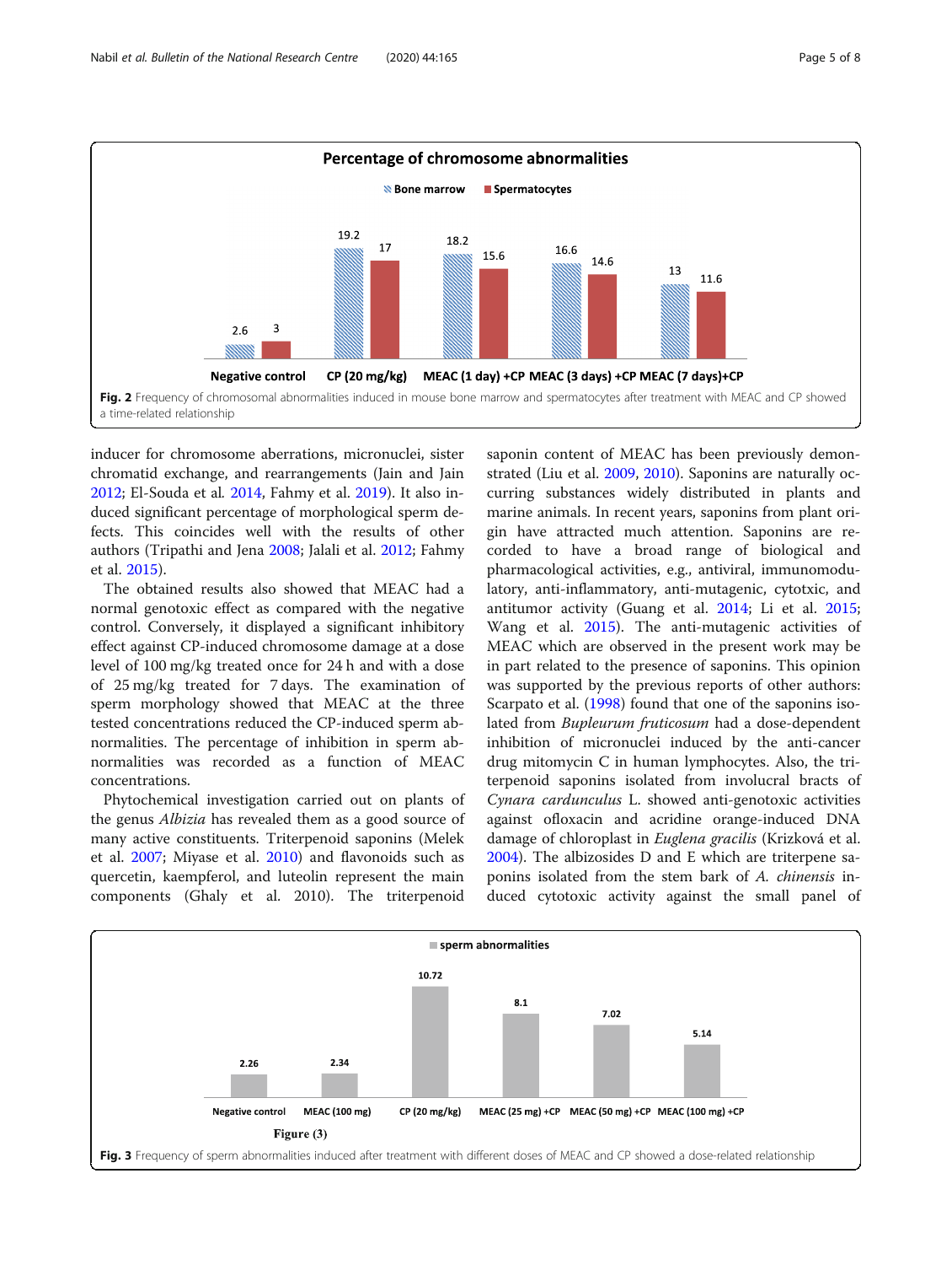**Percentage of chromosome abnormalities**

| | Bone marrow | Spermatocytes |
|---|---|---|
| Negative control | 2.6 | 3 |
| CP (20 mg/kg) | 19.2 | 17 |
| MEAC (1 day) +CP | 18.2 | 15.6 |
| MEAC (3 days) +CP | 16.6 | 14.6 |
| MEAC (7 days)+CP | 13 | 11.6 |

**Fig. 2** Frequency of chromosomal abnormalities induced in mouse bone marrow and spermatocytes after treatment with MEAC and CP showed a time-related relationship

inducer for chromosome aberrations, micronuclei, sister chromatid exchange, and rearrangements (Jain and Jain 2012; El-Souda et al. 2014, Fahmy et al. 2019). It also induced significant percentage of morphological sperm defects. This coincides well with the results of other authors (Tripathi and Jena 2008; Jalali et al. 2012; Fahmy et al. 2015).

The obtained results also showed that MEAC had a normal genotoxic effect as compared with the negative control. Conversely, it displayed a significant inhibitory effect against CP-induced chromosome damage at a dose level of 100 mg/kg treated once for 24 h and with a dose of 25 mg/kg treated for 7 days. The examination of sperm morphology showed that MEAC at the three tested concentrations reduced the CP-induced sperm abnormalities. The percentage of inhibition in sperm abnormalities was recorded as a function of MEAC concentrations.

Phytochemical investigation carried out on plants of the genus *Albizia* has revealed them as a good source of many active constituents. Triterpenoid saponins (Melek et al. 2007; Miyase et al. 2010) and flavonoids such as quercetin, kaempferol, and luteolin represent the main components (Ghaly et al. 2010). The triterpenoid saponin content of MEAC has been previously demonstrated (Liu et al. 2009, 2010). Saponins are naturally occurring substances widely distributed in plants and marine animals. In recent years, saponins from plant origin have attracted much attention. Saponins are recorded to have a broad range of biological and pharmacological activities, e.g., antiviral, immunomodulatory, anti-inflammatory, anti-mutagenic, cytotxic, and antitumor activity (Guang et al. 2014; Li et al. 2015; Wang et al. 2015). The anti-mutagenic activities of MEAC which are observed in the present work may be in part related to the presence of saponins. This opinion was supported by the previous reports of other authors: Scarpato et al. (1998) found that one of the saponins isolated from *Bupleurum fruticosum* had a dose-dependent inhibition of micronuclei induced by the anti-cancer drug mitomycin C in human lymphocytes. Also, the triterpenoid saponins isolated from involucral bracts of *Cynara cardunculus* L. showed anti-genotoxic activities against ofloxacin and acridine orange-induced DNA damage of chloroplast in *Euglena gracilis* (Krizková et al. 2004). The albizosides D and E which are triterpene saponins isolated from the stem bark of *A. chinensis* induced cytotoxic activity against the small panel of

**sperm abnormalities**

| Group | sperm abnormalities |
|---|---|
| Negative control | 2.26 |
| MEAC (100 mg) | 2.34 |
| CP (20 mg/kg) | 10.72 |
| MEAC (25 mg) +CP | 8.1 |
| MEAC (50 mg) +CP | 7.02 |
| MEAC (100 mg) +CP | 5.14 |

Figure (3)

**Fig. 3** Frequency of sperm abnormalities induced after treatment with different doses of MEAC and CP showed a dose-related relationship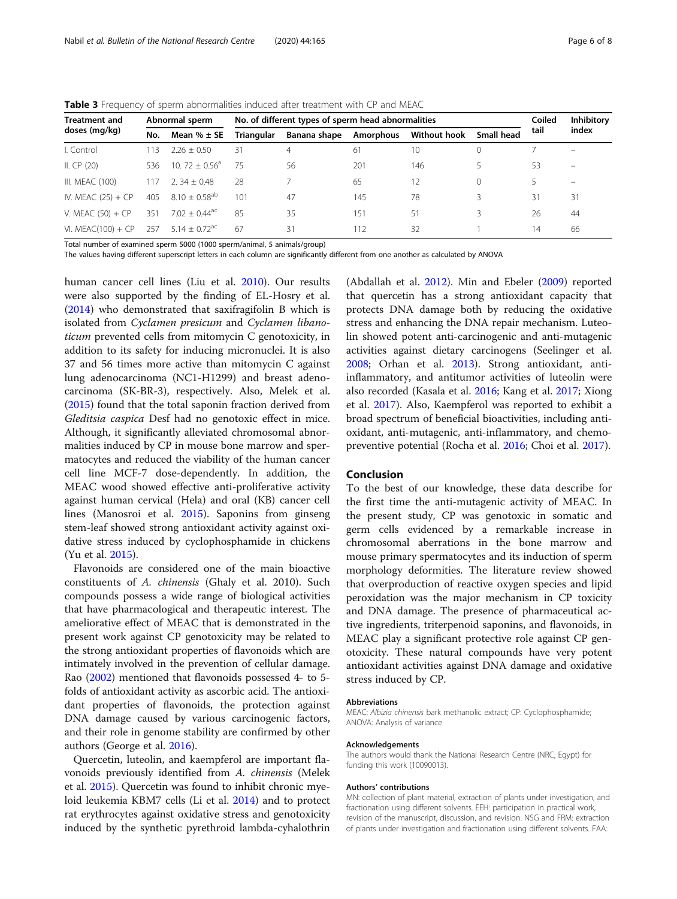**Table 3** Frequency of sperm abnormalities induced after treatment with CP and MEAC

| Treatment and doses (mg/kg) | Abnormal sperm | | No. of different types of sperm head abnormalities | | | | | Coiled tail | Inhibitory index |
|---|---|---|---|---|---|---|---|---|---|
| | No. | Mean % ± SE | Triangular | Banana shape | Amorphous | Without hook | Small head | | |
| I. Control | 113 | 2.26 ± 0.50 | 31 | 4 | 61 | 10 | 0 | 7 | – |
| II. CP (20) | 536 | 10. 72 ± 0.56[a] | 75 | 56 | 201 | 146 | 5 | 53 | – |
| III. MEAC (100) | 117 | 2. 34 ± 0.48 | 28 | 7 | 65 | 12 | 0 | 5 | – |
| IV. MEAC (25) + CP | 405 | 8.10 ± 0.58[ab] | 101 | 47 | 145 | 78 | 3 | 31 | 31 |
| V. MEAC (50) + CP | 351 | 7.02 ± 0.44[ac] | 85 | 35 | 151 | 51 | 3 | 26 | 44 |
| VI. MEAC(100) + CP | 257 | 5.14 ± 0.72[ac] | 67 | 31 | 112 | 32 | 1 | 14 | 66 |

Total number of examined sperm 5000 (1000 sperm/animal, 5 animals/group)

The values having different superscript letters in each column are significantly different from one another as calculated by ANOVA

human cancer cell lines (Liu et al. 2010). Our results were also supported by the finding of EL-Hosry et al. (2014) who demonstrated that saxifragifolin B which is isolated from *Cyclamen presicum* and *Cyclamen libanoticum* prevented cells from mitomycin C genotoxicity, in addition to its safety for inducing micronuclei. It is also 37 and 56 times more active than mitomycin C against lung adenocarcinoma (NC1-H1299) and breast adenocarcinoma (SK-BR-3), respectively. Also, Melek et al. (2015) found that the total saponin fraction derived from *Gleditsia caspica* Desf had no genotoxic effect in mice. Although, it significantly alleviated chromosomal abnormalities induced by CP in mouse bone marrow and spermatocytes and reduced the viability of the human cancer cell line MCF-7 dose-dependently. In addition, the MEAC wood showed effective anti-proliferative activity against human cervical (Hela) and oral (KB) cancer cell lines (Manosroi et al. 2015). Saponins from ginseng stem-leaf showed strong antioxidant activity against oxidative stress induced by cyclophosphamide in chickens (Yu et al. 2015).

Flavonoids are considered one of the main bioactive constituents of *A. chinensis* (Ghaly et al. 2010). Such compounds possess a wide range of biological activities that have pharmacological and therapeutic interest. The ameliorative effect of MEAC that is demonstrated in the present work against CP genotoxicity may be related to the strong antioxidant properties of flavonoids which are intimately involved in the prevention of cellular damage. Rao (2002) mentioned that flavonoids possessed 4- to 5-folds of antioxidant activity as ascorbic acid. The antioxidant properties of flavonoids, the protection against DNA damage caused by various carcinogenic factors, and their role in genome stability are confirmed by other authors (George et al. 2016).

Quercetin, luteolin, and kaempferol are important flavonoids previously identified from *A. chinensis* (Melek et al. 2015). Quercetin was found to inhibit chronic myeloid leukemia KBM7 cells (Li et al. 2014) and to protect rat erythrocytes against oxidative stress and genotoxicity induced by the synthetic pyrethroid lambda-cyhalothrin (Abdallah et al. 2012). Min and Ebeler (2009) reported that quercetin has a strong antioxidant capacity that protects DNA damage both by reducing the oxidative stress and enhancing the DNA repair mechanism. Luteolin showed potent anti-carcinogenic and anti-mutagenic activities against dietary carcinogens (Seelinger et al. 2008; Orhan et al. 2013). Strong antioxidant, anti-inflammatory, and antitumor activities of luteolin were also recorded (Kasala et al. 2016; Kang et al. 2017; Xiong et al. 2017). Also, Kaempferol was reported to exhibit a broad spectrum of beneficial bioactivities, including antioxidant, anti-mutagenic, anti-inflammatory, and chemopreventive potential (Rocha et al. 2016; Choi et al. 2017).

## Conclusion

To the best of our knowledge, these data describe for the first time the anti-mutagenic activity of MEAC. In the present study, CP was genotoxic in somatic and germ cells evidenced by a remarkable increase in chromosomal aberrations in the bone marrow and mouse primary spermatocytes and its induction of sperm morphology deformities. The literature review showed that overproduction of reactive oxygen species and lipid peroxidation was the major mechanism in CP toxicity and DNA damage. The presence of pharmaceutical active ingredients, triterpenoid saponins, and flavonoids, in MEAC play a significant protective role against CP genotoxicity. These natural compounds have very potent antioxidant activities against DNA damage and oxidative stress induced by CP.

### Abbreviations

MEAC: *Albizia chinensis* bark methanolic extract; CP: Cyclophosphamide; ANOVA: Analysis of variance

### Acknowledgements

The authors would thank the National Research Centre (NRC, Egypt) for funding this work (10090013).

### Authors' contributions

MN: collection of plant material, extraction of plants under investigation, and fractionation using different solvents. EEH: participation in practical work, revision of the manuscript, discussion, and revision. NSG and FRM: extraction of plants under investigation and fractionation using different solvents. FAA: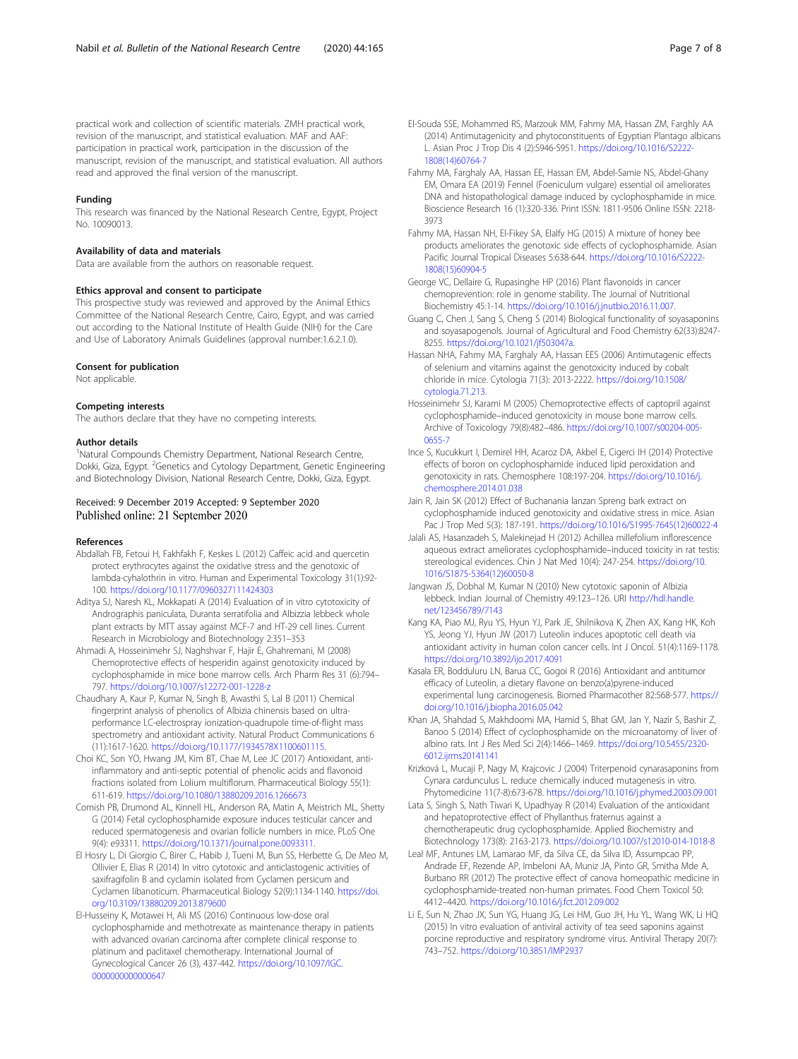practical work and collection of scientific materials. ZMH practical work, revision of the manuscript, and statistical evaluation. MAF and AAF: participation in practical work, participation in the discussion of the manuscript, revision of the manuscript, and statistical evaluation. All authors read and approved the final version of the manuscript.

#### Funding

This research was financed by the National Research Centre, Egypt, Project No. 10090013.

#### Availability of data and materials

Data are available from the authors on reasonable request.

#### Ethics approval and consent to participate

This prospective study was reviewed and approved by the Animal Ethics Committee of the National Research Centre, Cairo, Egypt, and was carried out according to the National Institute of Health Guide (NIH) for the Care and Use of Laboratory Animals Guidelines (approval number:1.6.2.1.0).

#### Consent for publication

Not applicable.

#### Competing interests

The authors declare that they have no competing interests.

#### Author details

[1]Natural Compounds Chemistry Department, National Research Centre, Dokki, Giza, Egypt. [2]Genetics and Cytology Department, Genetic Engineering and Biotechnology Division, National Research Centre, Dokki, Giza, Egypt.

Received: 9 December 2019 Accepted: 9 September 2020
Published online: 21 September 2020

#### References

- Abdallah FB, Fetoui H, Fakhfakh F, Keskes L (2012) Caffeic acid and quercetin protect erythrocytes against the oxidative stress and the genotoxic of lambda-cyhalothrin in vitro. Human and Experimental Toxicology 31(1):92-100. https://doi.org/10.1177/0960327111424303
- Aditya SJ, Naresh KL, Mokkapati A (2014) Evaluation of in vitro cytotoxicity of Andrographis paniculata, Duranta serratifolia and Albizzia lebbeck whole plant extracts by MTT assay against MCF-7 and HT-29 cell lines. Current Research in Microbiology and Biotechnology 2:351–353
- Ahmadi A, Hosseinimehr SJ, Naghshvar F, Hajir E, Ghahremani, M (2008) Chemoprotective effects of hesperidin against genotoxicity induced by cyclophosphamide in mice bone marrow cells. Arch Pharm Res 31 (6):794–797. https://doi.org/10.1007/s12272-001-1228-z
- Chaudhary A, Kaur P, Kumar N, Singh B, Awasthi S, Lal B (2011) Chemical fingerprint analysis of phenolics of Albizia chinensis based on ultra-performance LC-electrospray ionization-quadrupole time-of-flight mass spectrometry and antioxidant activity. Natural Product Communications 6 (11):1617-1620. https://doi.org/10.1177/1934578X1100601115.
- Choi KC, Son YO, Hwang JM, Kim BT, Chae M, Lee JC (2017) Antioxidant, anti-inflammatory and anti-septic potential of phenolic acids and flavonoid fractions isolated from Lolium multiflorum. Pharmaceutical Biology 55(1): 611-619. https://doi.org/10.1080/13880209.2016.1266673
- Cornish PB, Drumond AL, Kinnell HL, Anderson RA, Matin A, Meistrich ML, Shetty G (2014) Fetal cyclophosphamide exposure induces testicular cancer and reduced spermatogenesis and ovarian follicle numbers in mice. PLoS One 9(4): e93311. https://doi.org/10.1371/journal.pone.0093311.
- El Hosry L, Di Giorgio C, Birer C, Habib J, Tueni M, Bun SS, Herbette G, De Meo M, Ollivier E, Elias R (2014) In vitro cytotoxic and anticlastogenic activities of saxifragifolin B and cyclamin isolated from Cyclamen persicum and Cyclamen libanoticum. Pharmaceutical Biology 52(9):1134-1140. https://doi.org/10.3109/13880209.2013.879600
- El-Husseiny K, Motawei H, Ali MS (2016) Continuous low-dose oral cyclophosphamide and methotrexate as maintenance therapy in patients with advanced ovarian carcinoma after complete clinical response to platinum and paclitaxel chemotherapy. International Journal of Gynecological Cancer 26 (3), 437-442. https://doi.org/10.1097/IGC.0000000000000647
- El-Souda SSE, Mohammed RS, Marzouk MM, Fahmy MA, Hassan ZM, Farghly AA (2014) Antimutagenicity and phytoconstituents of Egyptian Plantago albicans L. Asian Proc J Trop Dis 4 (2):S946-S951. https://doi.org/10.1016/S2222-1808(14)60764-7
- Fahmy MA, Farghaly AA, Hassan EE, Hassan EM, Abdel-Samie NS, Abdel-Ghany EM, Omara EA (2019) Fennel (Foeniculum vulgare) essential oil ameliorates DNA and histopathological damage induced by cyclophosphamide in mice. Bioscience Research 16 (1):320-336. Print ISSN: 1811-9506 Online ISSN: 2218-3973
- Fahmy MA, Hassan NH, El-Fikey SA, Elalfy HG (2015) A mixture of honey bee products ameliorates the genotoxic side effects of cyclophosphamide. Asian Pacific Journal Tropical Diseases 5:638-644. https://doi.org/10.1016/S2222-1808(15)60904-5
- George VC, Dellaire G, Rupasinghe HP (2016) Plant flavonoids in cancer chemoprevention: role in genome stability. The Journal of Nutritional Biochemistry 45:1-14. https://doi.org/10.1016/j.jnutbio.2016.11.007.
- Guang C, Chen J, Sang S, Cheng S (2014) Biological functionality of soyasaponins and soyasapogenols. Journal of Agricultural and Food Chemistry 62(33):8247-8255. https://doi.org/10.1021/jf503047a.
- Hassan NHA, Fahmy MA, Farghaly AA, Hassan EES (2006) Antimutagenic effects of selenium and vitamins against the genotoxicity induced by cobalt chloride in mice. Cytologia 71(3): 2013-2222. https://doi.org/10.1508/cytologia.71.213.
- Hosseinimehr SJ, Karami M (2005) Chemoprotective effects of captopril against cyclophosphamide–induced genotoxicity in mouse bone marrow cells. Archive of Toxicology 79(8):482–486. https://doi.org/10.1007/s00204-005-0655-7
- Ince S, Kucukkurt I, Demirel HH, Acaroz DA, Akbel E, Cigerci IH (2014) Protective effects of boron on cyclophosphamide induced lipid peroxidation and genotoxicity in rats. Chemosphere 108:197-204. https://doi.org/10.1016/j.chemosphere.2014.01.038
- Jain R, Jain SK (2012) Effect of Buchanania lanzan Spreng bark extract on cyclophosphamide induced genotoxicity and oxidative stress in mice. Asian Pac J Trop Med 5(3): 187-191. https://doi.org/10.1016/S1995-7645(12)60022-4
- Jalali AS, Hasanzadeh S, Malekinejad H (2012) Achillea millefolium inflorescence aqueous extract ameliorates cyclophosphamide–induced toxicity in rat testis: stereological evidences. Chin J Nat Med 10(4): 247-254. https://doi.org/10.1016/S1875-5364(12)60050-8
- Jangwan JS, Dobhal M, Kumar N (2010) New cytotoxic saponin of Albizia lebbeck. Indian Journal of Chemistry 49:123–126. URI http://hdl.handle.net/123456789/7143
- Kang KA, Piao MJ, Ryu YS, Hyun YJ, Park JE, Shilnikova K, Zhen AX, Kang HK, Koh YS, Jeong YJ, Hyun JW (2017) Luteolin induces apoptotic cell death via antioxidant activity in human colon cancer cells. Int J Oncol. 51(4):1169-1178. https://doi.org/10.3892/ijo.2017.4091
- Kasala ER, Bodduluru LN, Barua CC, Gogoi R (2016) Antioxidant and antitumor efficacy of Luteolin, a dietary flavone on benzo(a)pyrene-induced experimental lung carcinogenesis. Biomed Pharmacother 82:568-577. https://doi.org/10.1016/j.biopha.2016.05.042
- Khan JA, Shahdad S, Makhdoomi MA, Hamid S, Bhat GM, Jan Y, Nazir S, Bashir Z, Banoo S (2014) Effect of cyclophosphamide on the microanatomy of liver of albino rats. Int J Res Med Sci 2(4):1466–1469. https://doi.org/10.5455/2320-6012.ijrms20141141
- Krizková L, Mucaji P, Nagy M, Krajcovic J (2004) Triterpenoid cynarasaponins from Cynara cardunculus L. reduce chemically induced mutagenesis in vitro. Phytomedicine 11(7-8):673-678. https://doi.org/10.1016/j.phymed.2003.09.001
- Lata S, Singh S, Nath Tiwari K, Upadhyay R (2014) Evaluation of the antioxidant and hepatoprotective effect of Phyllanthus fraternus against a chemotherapeutic drug cyclophosphamide. Applied Biochemistry and Biotechnology 173(8): 2163-2173. https://doi.org/10.1007/s12010-014-1018-8
- Leal MF, Antunes LM, Lamarao MF, da Silva CE, da Silva ID, Assumpcao PP, Andrade EF, Rezende AP, Imbeloni AA, Muniz JA, Pinto GR, Smitha Mde A, Burbano RR (2012) The protective effect of canova homeopathic medicine in cyclophosphamide-treated non-human primates. Food Chem Toxicol 50: 4412–4420. https://doi.org/10.1016/j.fct.2012.09.002
- Li E, Sun N, Zhao JX, Sun YG, Huang JG, Lei HM, Guo JH, Hu YL, Wang WK, Li HQ (2015) In vitro evaluation of antiviral activity of tea seed saponins against porcine reproductive and respiratory syndrome virus. Antiviral Therapy 20(7): 743–752. https://doi.org/10.3851/IMP2937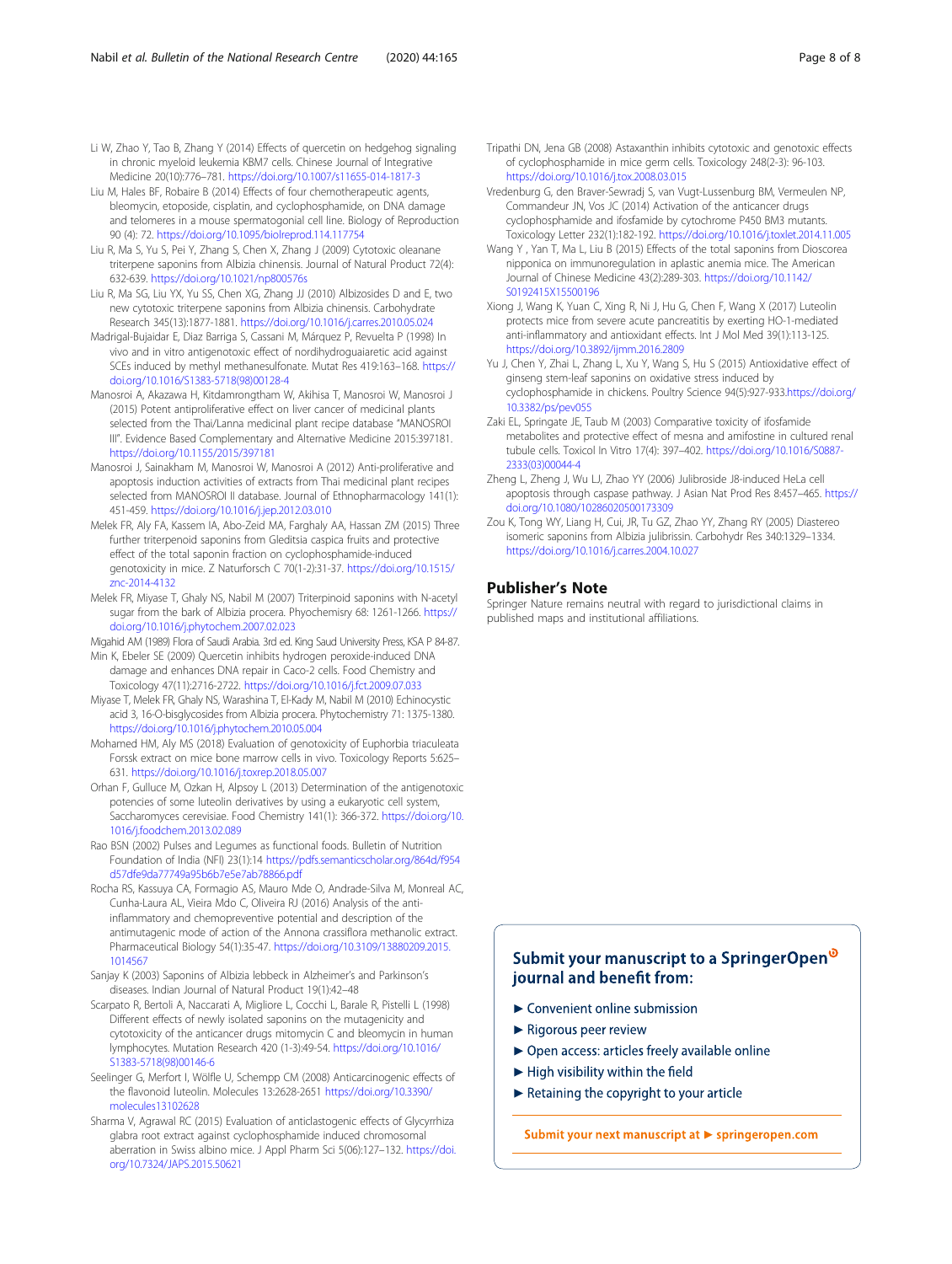Li W, Zhao Y, Tao B, Zhang Y (2014) Effects of quercetin on hedgehog signaling in chronic myeloid leukemia KBM7 cells. Chinese Journal of Integrative Medicine 20(10):776–781. https://doi.org/10.1007/s11655-014-1817-3

Liu M, Hales BF, Robaire B (2014) Effects of four chemotherapeutic agents, bleomycin, etoposide, cisplatin, and cyclophosphamide, on DNA damage and telomeres in a mouse spermatogonial cell line. Biology of Reproduction 90 (4): 72. https://doi.org/10.1095/biolreprod.114.117754

Liu R, Ma S, Yu S, Pei Y, Zhang S, Chen X, Zhang J (2009) Cytotoxic oleanane triterpene saponins from Albizia chinensis. Journal of Natural Product 72(4): 632-639. https://doi.org/10.1021/np800576s

Liu R, Ma SG, Liu YX, Yu SS, Chen XG, Zhang JJ (2010) Albizosides D and E, two new cytotoxic triterpene saponins from Albizia chinensis. Carbohydrate Research 345(13):1877-1881. https://doi.org/10.1016/j.carres.2010.05.024

Madrigal-Bujaidar E, Diaz Barriga S, Cassani M, Márquez P, Revuelta P (1998) In vivo and in vitro antigenotoxic effect of nordihydroguaiaretic acid against SCEs induced by methyl methanesulfonate. Mutat Res 419:163–168. https://doi.org/10.1016/S1383-5718(98)00128-4

Manosroi A, Akazawa H, Kitdamrongtham W, Akihisa T, Manosroi W, Manosroi J (2015) Potent antiproliferative effect on liver cancer of medicinal plants selected from the Thai/Lanna medicinal plant recipe database "MANOSROI III". Evidence Based Complementary and Alternative Medicine 2015:397181. https://doi.org/10.1155/2015/397181

Manosroi J, Sainakham M, Manosroi W, Manosroi A (2012) Anti-proliferative and apoptosis induction activities of extracts from Thai medicinal plant recipes selected from MANOSROI II database. Journal of Ethnopharmacology 141(1): 451-459. https://doi.org/10.1016/j.jep.2012.03.010

Melek FR, Aly FA, Kassem IA, Abo-Zeid MA, Farghaly AA, Hassan ZM (2015) Three further triterpenoid saponins from Gleditsia caspica fruits and protective effect of the total saponin fraction on cyclophosphamide-induced genotoxicity in mice. Z Naturforsch C 70(1-2):31-37. https://doi.org/10.1515/znc-2014-4132

Melek FR, Miyase T, Ghaly NS, Nabil M (2007) Triterpinoid saponins with N-acetyl sugar from the bark of Albizia procera. Phyochemisry 68: 1261-1266. https://doi.org/10.1016/j.phytochem.2007.02.023

Migahid AM (1989) Flora of Saudi Arabia. 3rd ed. King Saud University Press, KSA P 84-87.

Min K, Ebeler SE (2009) Quercetin inhibits hydrogen peroxide-induced DNA damage and enhances DNA repair in Caco-2 cells. Food Chemistry and Toxicology 47(11):2716-2722. https://doi.org/10.1016/j.fct.2009.07.033

Miyase T, Melek FR, Ghaly NS, Warashina T, El-Kady M, Nabil M (2010) Echinocystic acid 3, 16-O-bisglycosides from Albizia procera. Phytochemistry 71: 1375-1380. https://doi.org/10.1016/j.phytochem.2010.05.004

Mohamed HM, Aly MS (2018) Evaluation of genotoxicity of Euphorbia triaculeata Forssk extract on mice bone marrow cells in vivo. Toxicology Reports 5:625–631. https://doi.org/10.1016/j.toxrep.2018.05.007

Orhan F, Gulluce M, Ozkan H, Alpsoy L (2013) Determination of the antigenotoxic potencies of some luteolin derivatives by using a eukaryotic cell system, Saccharomyces cerevisiae. Food Chemistry 141(1): 366-372. https://doi.org/10.1016/j.foodchem.2013.02.089

Rao BSN (2002) Pulses and Legumes as functional foods. Bulletin of Nutrition Foundation of India (NFI) 23(1):14 https://pdfs.semanticscholar.org/864d/f954d57dfe9da77749a95b6b7e5e7ab78866.pdf

Rocha RS, Kassuya CA, Formagio AS, Mauro Mde O, Andrade-Silva M, Monreal AC, Cunha-Laura AL, Vieira Mdo C, Oliveira RJ (2016) Analysis of the anti-inflammatory and chemopreventive potential and description of the antimutagenic mode of action of the Annona crassiflora methanolic extract. Pharmaceutical Biology 54(1):35-47. https://doi.org/10.3109/13880209.2015.1014567

Sanjay K (2003) Saponins of Albizia lebbeck in Alzheimer's and Parkinson's diseases. Indian Journal of Natural Product 19(1):42–48

Scarpato R, Bertoli A, Naccarati A, Migliore L, Cocchi L, Barale R, Pistelli L (1998) Different effects of newly isolated saponins on the mutagenicity and cytotoxicity of the anticancer drugs mitomycin C and bleomycin in human lymphocytes. Mutation Research 420 (1-3):49-54. https://doi.org/10.1016/S1383-5718(98)00146-6

Seelinger G, Merfort I, Wölfle U, Schempp CM (2008) Anticarcinogenic effects of the flavonoid luteolin. Molecules 13:2628-2651 https://doi.org/10.3390/molecules13102628

Sharma V, Agrawal RC (2015) Evaluation of anticlastogenic effects of Glycyrrhiza glabra root extract against cyclophosphamide induced chromosomal aberration in Swiss albino mice. J Appl Pharm Sci 5(06):127–132. https://doi.org/10.7324/JAPS.2015.50621

Tripathi DN, Jena GB (2008) Astaxanthin inhibits cytotoxic and genotoxic effects of cyclophosphamide in mice germ cells. Toxicology 248(2-3): 96-103. https://doi.org/10.1016/j.tox.2008.03.015

Vredenburg G, den Braver-Sewradj S, van Vugt-Lussenburg BM, Vermeulen NP, Commandeur JN, Vos JC (2014) Activation of the anticancer drugs cyclophosphamide and ifosfamide by cytochrome P450 BM3 mutants. Toxicology Letter 232(1):182-192. https://doi.org/10.1016/j.toxlet.2014.11.005

Wang Y , Yan T, Ma L, Liu B (2015) Effects of the total saponins from Dioscorea nipponica on immunoregulation in aplastic anemia mice. The American Journal of Chinese Medicine 43(2):289-303. https://doi.org/10.1142/S0192415X15500196

Xiong J, Wang K, Yuan C, Xing R, Ni J, Hu G, Chen F, Wang X (2017) Luteolin protects mice from severe acute pancreatitis by exerting HO-1-mediated anti-inflammatory and antioxidant effects. Int J Mol Med 39(1):113-125. https://doi.org/10.3892/ijmm.2016.2809

Yu J, Chen Y, Zhai L, Zhang L, Xu Y, Wang S, Hu S (2015) Antioxidative effect of ginseng stem-leaf saponins on oxidative stress induced by cyclophosphamide in chickens. Poultry Science 94(5):927-933.https://doi.org/10.3382/ps/pev055

Zaki EL, Springate JE, Taub M (2003) Comparative toxicity of ifosfamide metabolites and protective effect of mesna and amifostine in cultured renal tubule cells. Toxicol In Vitro 17(4): 397–402. https://doi.org/10.1016/S0887-2333(03)00044-4

Zheng L, Zheng J, Wu LJ, Zhao YY (2006) Julibroside J8-induced HeLa cell apoptosis through caspase pathway. J Asian Nat Prod Res 8:457–465. https://doi.org/10.1080/10286020500173309

Zou K, Tong WY, Liang H, Cui, JR, Tu GZ, Zhao YY, Zhang RY (2005) Diastereo isomeric saponins from Albizia julibrissin. Carbohydr Res 340:1329–1334. https://doi.org/10.1016/j.carres.2004.10.027

## Publisher's Note

Springer Nature remains neutral with regard to jurisdictional claims in published maps and institutional affiliations.

**Submit your manuscript to a SpringerOpen journal and benefit from:**

- ► Convenient online submission
- ► Rigorous peer review
- ► Open access: articles freely available online
- ► High visibility within the field
- ► Retaining the copyright to your article

**Submit your next manuscript at ► springeropen.com**